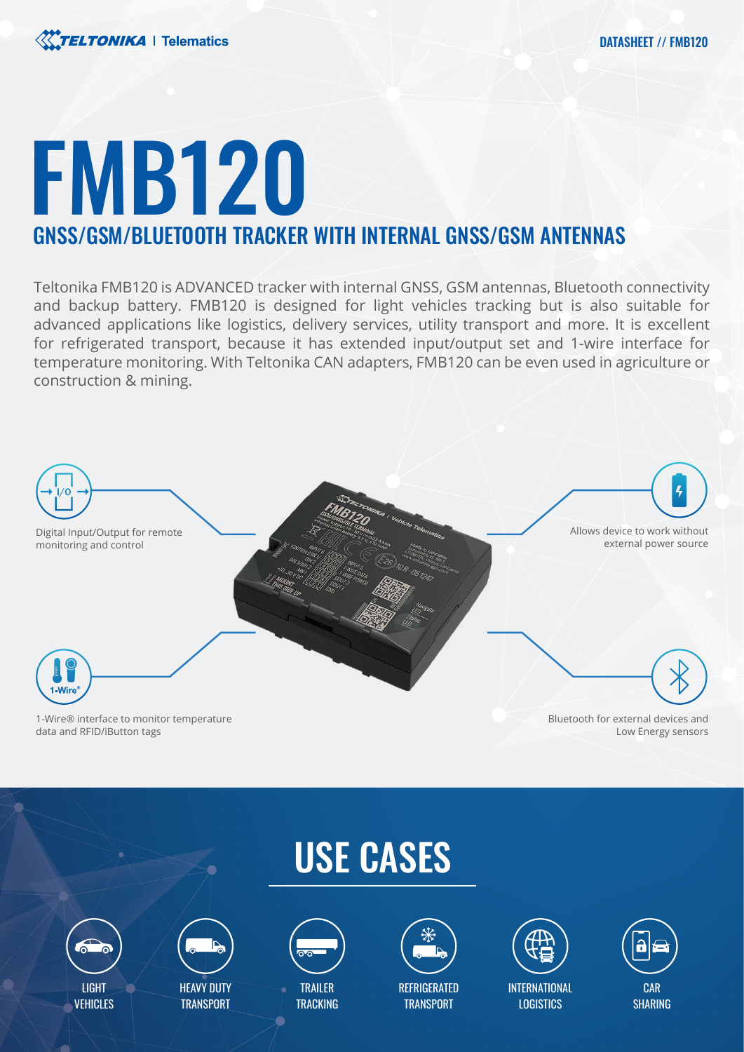# FMB120

## GNSS/GSM/BLUETOOTH TRACKER WITH INTERNAL GNSS/GSM ANTENNAS

Teltonika FMB120 is ADVANCED tracker with internal GNSS, GSM antennas, Bluetooth connectivity and backup battery. FMB120 is designed for light vehicles tracking but is also suitable for advanced applications like logistics, delivery services, utility transport and more. It is excellent for refrigerated transport, because it has extended input/output set and 1-wire interface for temperature monitoring. With Teltonika CAN adapters, FMB120 can be even used in agriculture or construction & mining.

Digital Input/Output for remote monitoring and control

Allows device to work without external power source

1-Wire® interface to monitor temperature data and RFID/iButton tags

Bluetooth for external devices and Low Energy sensors

## USE CASES

- LIGHT VEHICLES
- HEAVY DUTY TRANSPORT
- TRAILER TRACKING
- REFRIGERATED TRANSPORT
- INTERNATIONAL LOGISTICS
- CAR SHARING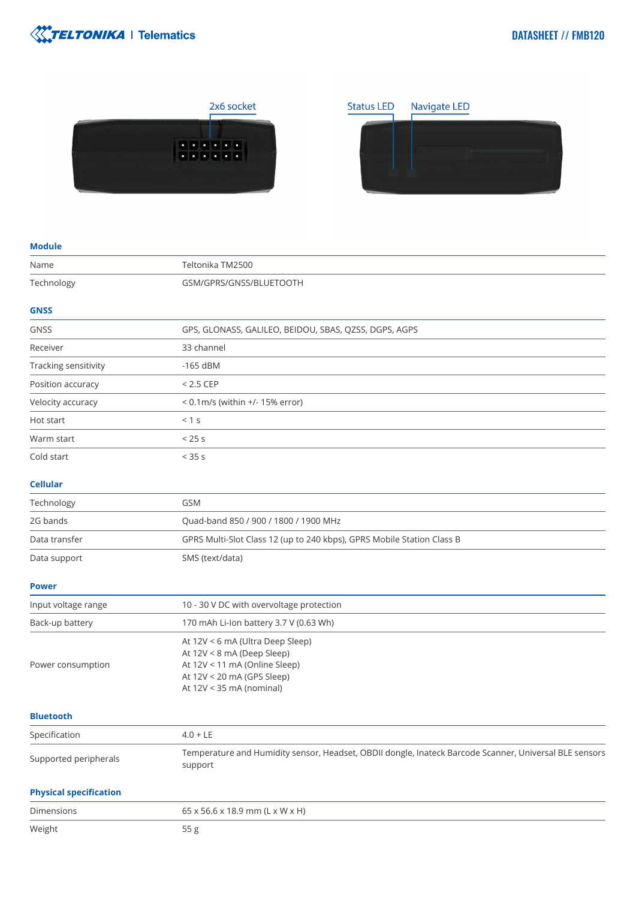2x6 socket

Status LED Navigate LED

## Module

| | |
|---|---|
| Name | Teltonika TM2500 |
| Technology | GSM/GPRS/GNSS/BLUETOOTH |

## GNSS

| | |
|---|---|
| GNSS | GPS, GLONASS, GALILEO, BEIDOU, SBAS, QZSS, DGPS, AGPS |
| Receiver | 33 channel |
| Tracking sensitivity | -165 dBM |
| Position accuracy | < 2.5 CEP |
| Velocity accuracy | < 0.1m/s (within +/- 15% error) |
| Hot start | < 1 s |
| Warm start | < 25 s |
| Cold start | < 35 s |

## Cellular

| | |
|---|---|
| Technology | GSM |
| 2G bands | Quad-band 850 / 900 / 1800 / 1900 MHz |
| Data transfer | GPRS Multi-Slot Class 12 (up to 240 kbps), GPRS Mobile Station Class B |
| Data support | SMS (text/data) |

## Power

| | |
|---|---|
| Input voltage range | 10 - 30 V DC with overvoltage protection |
| Back-up battery | 170 mAh Li-Ion battery 3.7 V (0.63 Wh) |
| Power consumption | At 12V < 6 mA (Ultra Deep Sleep)<br>At 12V < 8 mA (Deep Sleep)<br>At 12V < 11 mA (Online Sleep)<br>At 12V < 20 mA (GPS Sleep)<br>At 12V < 35 mA (nominal) |

## Bluetooth

| | |
|---|---|
| Specification | 4.0 + LE |
| Supported peripherals | Temperature and Humidity sensor, Headset, OBDII dongle, Inateck Barcode Scanner, Universal BLE sensors support |

## Physical specification

| | |
|---|---|
| Dimensions | 65 x 56.6 x 18.9 mm (L x W x H) |
| Weight | 55 g |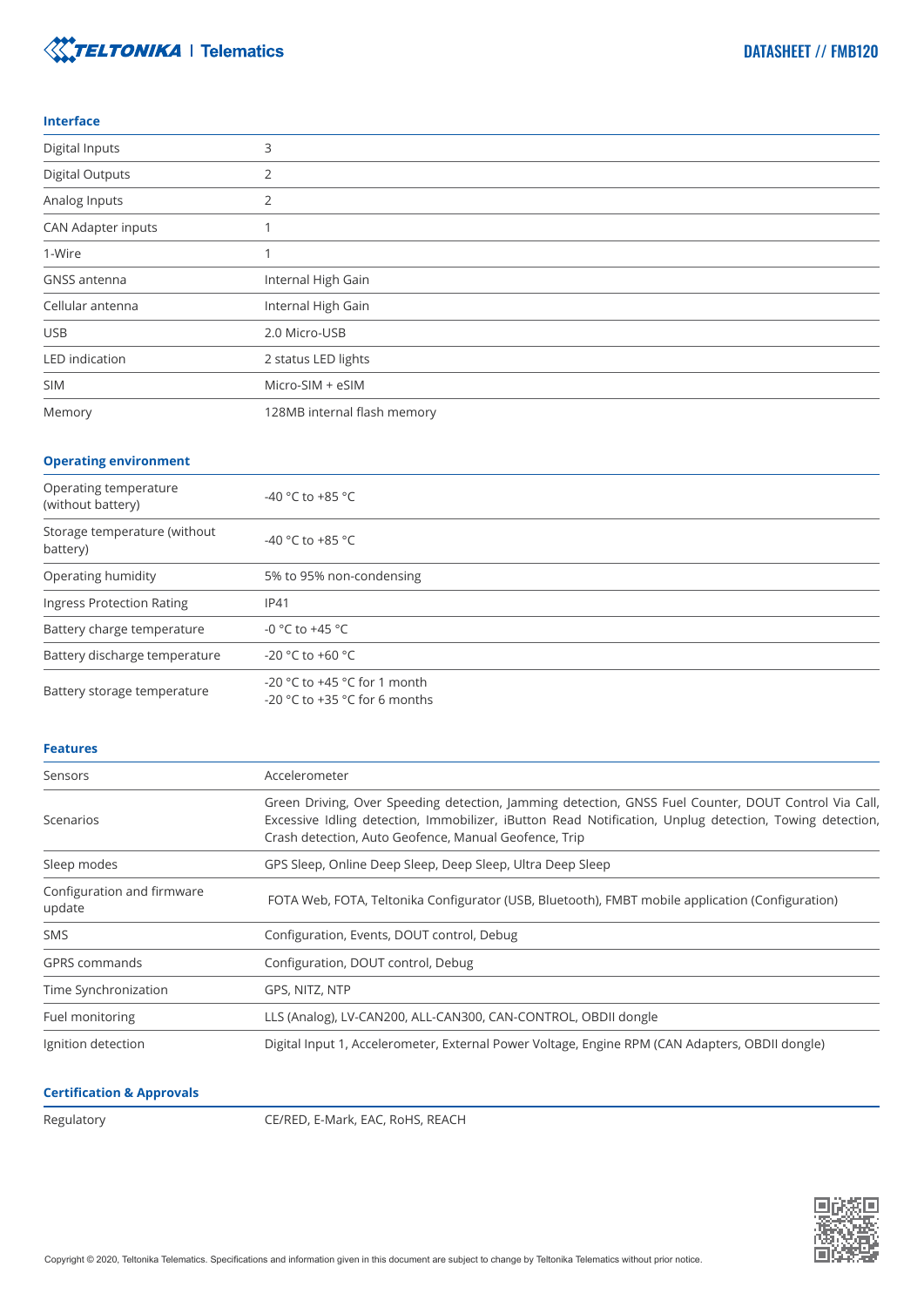## Interface

| | |
|---|---|
| Digital Inputs | 3 |
| Digital Outputs | 2 |
| Analog Inputs | 2 |
| CAN Adapter inputs | 1 |
| 1-Wire | 1 |
| GNSS antenna | Internal High Gain |
| Cellular antenna | Internal High Gain |
| USB | 2.0 Micro-USB |
| LED indication | 2 status LED lights |
| SIM | Micro-SIM + eSIM |
| Memory | 128MB internal flash memory |

## Operating environment

| | |
|---|---|
| Operating temperature (without battery) | -40 °C to +85 °C |
| Storage temperature (without battery) | -40 °C to +85 °C |
| Operating humidity | 5% to 95% non-condensing |
| Ingress Protection Rating | IP41 |
| Battery charge temperature | -0 °C to +45 °C |
| Battery discharge temperature | -20 °C to +60 °C |
| Battery storage temperature | -20 °C to +45 °C for 1 month<br>-20 °C to +35 °C for 6 months |

## Features

| | |
|---|---|
| Sensors | Accelerometer |
| Scenarios | Green Driving, Over Speeding detection, Jamming detection, GNSS Fuel Counter, DOUT Control Via Call, Excessive Idling detection, Immobilizer, iButton Read Notification, Unplug detection, Towing detection, Crash detection, Auto Geofence, Manual Geofence, Trip |
| Sleep modes | GPS Sleep, Online Deep Sleep, Deep Sleep, Ultra Deep Sleep |
| Configuration and firmware update | FOTA Web, FOTA, Teltonika Configurator (USB, Bluetooth), FMBT mobile application (Configuration) |
| SMS | Configuration, Events, DOUT control, Debug |
| GPRS commands | Configuration, DOUT control, Debug |
| Time Synchronization | GPS, NITZ, NTP |
| Fuel monitoring | LLS (Analog), LV-CAN200, ALL-CAN300, CAN-CONTROL, OBDII dongle |
| Ignition detection | Digital Input 1, Accelerometer, External Power Voltage, Engine RPM (CAN Adapters, OBDII dongle) |

## Certification & Approvals

| | |
|---|---|
| Regulatory | CE/RED, E-Mark, EAC, RoHS, REACH |

Copyright © 2020, Teltonika Telematics. Specifications and information given in this document are subject to change by Teltonika Telematics without prior notice.